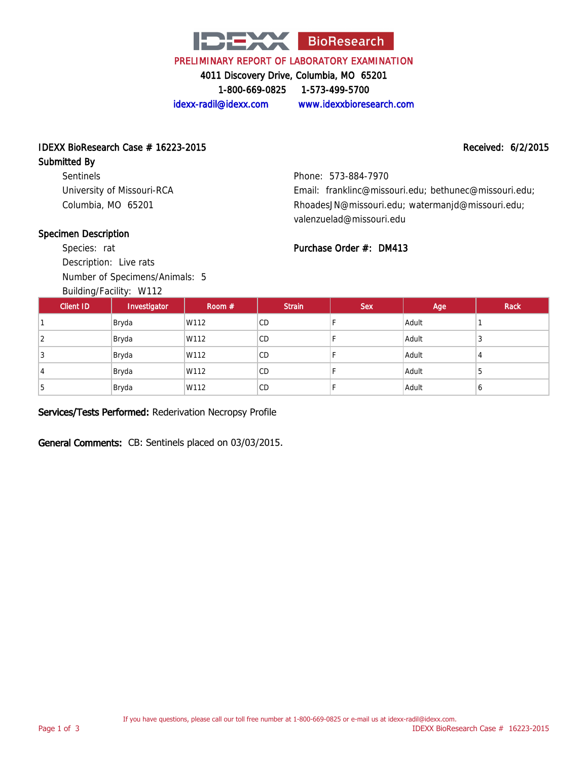# IDEXX BioResearch

## PRELIMINARY REPORT OF LABORATORY EXAMINATION

4011 Discovery Drive, Columbia, MO 65201

1-800-669-0825 1-573-499-5700

idexx-radil@idexx.com www.idexxbioresearch.com

**IDEXX BioResearch Case # 16223-2015**

**Received: 6/2/2015**

**Submitted By**

Sentinels
University of Missouri-RCA
Columbia, MO 65201

Phone: 573-884-7970
Email: franklinc@missouri.edu; bethunec@missouri.edu; RhoadesJN@missouri.edu; watermanjd@missouri.edu; valenzuelad@missouri.edu

**Specimen Description**

Species: rat
Description: Live rats
Number of Specimens/Animals: 5
Building/Facility: W112

**Purchase Order #: DM413**

| Client ID | Investigator | Room # | Strain | Sex | Age | Rack |
|---|---|---|---|---|---|---|
| 1 | Bryda | W112 | CD | F | Adult | 1 |
| 2 | Bryda | W112 | CD | F | Adult | 3 |
| 3 | Bryda | W112 | CD | F | Adult | 4 |
| 4 | Bryda | W112 | CD | F | Adult | 5 |
| 5 | Bryda | W112 | CD | F | Adult | 6 |

**Services/Tests Performed:** Rederivation Necropsy Profile

**General Comments:** CB: Sentinels placed on 03/03/2015.

If you have questions, please call our toll free number at 1-800-669-0825 or e-mail us at idexx-radil@idexx.com.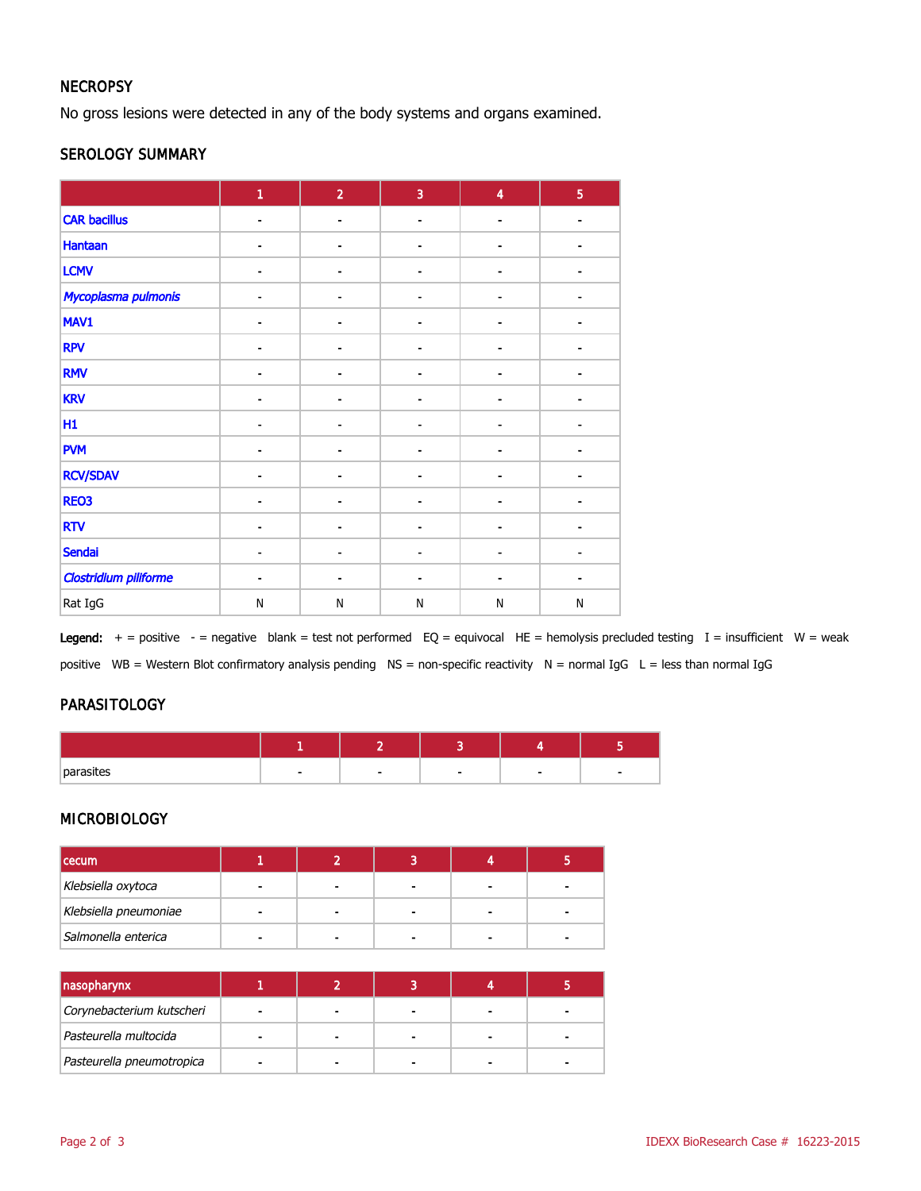## NECROPSY

No gross lesions were detected in any of the body systems and organs examined.

## SEROLOGY SUMMARY

| | 1 | 2 | 3 | 4 | 5 |
|---|---|---|---|---|---|
| CAR bacillus | - | - | - | - | - |
| Hantaan | - | - | - | - | - |
| LCMV | - | - | - | - | - |
| *Mycoplasma pulmonis* | - | - | - | - | - |
| MAV1 | - | - | - | - | - |
| RPV | - | - | - | - | - |
| RMV | - | - | - | - | - |
| KRV | - | - | - | - | - |
| H1 | - | - | - | - | - |
| PVM | - | - | - | - | - |
| RCV/SDAV | - | - | - | - | - |
| REO3 | - | - | - | - | - |
| RTV | - | - | - | - | - |
| Sendai | - | - | - | - | - |
| *Clostridium piliforme* | - | - | - | - | - |
| Rat IgG | N | N | N | N | N |

**Legend:** + = positive - = negative blank = test not performed EQ = equivocal HE = hemolysis precluded testing I = insufficient W = weak positive WB = Western Blot confirmatory analysis pending NS = non-specific reactivity N = normal IgG L = less than normal IgG

## PARASITOLOGY

| | 1 | 2 | 3 | 4 | 5 |
|---|---|---|---|---|---|
| parasites | - | - | - | - | - |

## MICROBIOLOGY

| cecum | 1 | 2 | 3 | 4 | 5 |
|---|---|---|---|---|---|
| *Klebsiella oxytoca* | - | - | - | - | - |
| *Klebsiella pneumoniae* | - | - | - | - | - |
| *Salmonella enterica* | - | - | - | - | - |

| nasopharynx | 1 | 2 | 3 | 4 | 5 |
|---|---|---|---|---|---|
| *Corynebacterium kutscheri* | - | - | - | - | - |
| *Pasteurella multocida* | - | - | - | - | - |
| *Pasteurella pneumotropica* | - | - | - | - | - |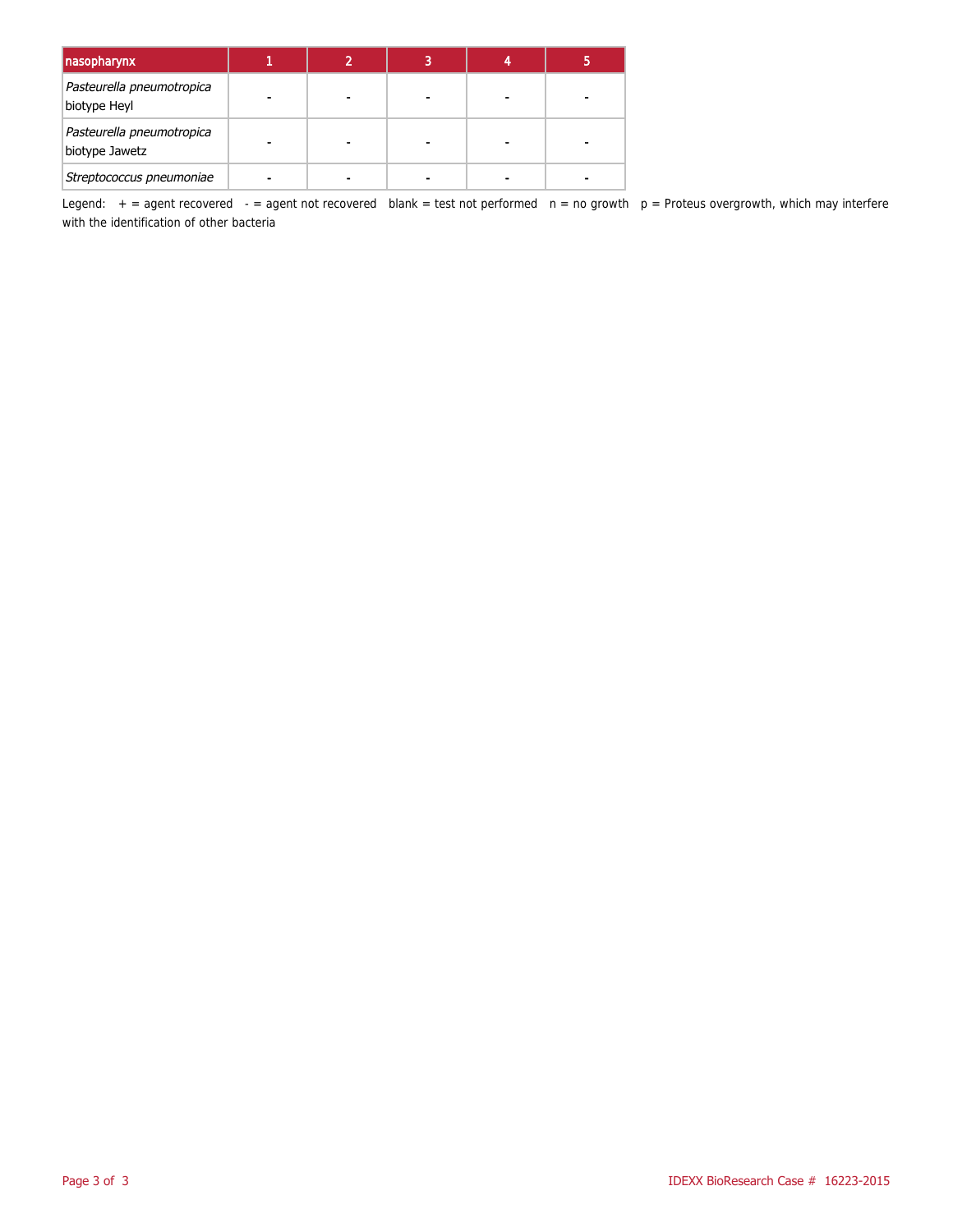| nasopharynx | 1 | 2 | 3 | 4 | 5 |
|---|---|---|---|---|---|
| *Pasteurella pneumotropica* biotype Heyl | - | - | - | - | - |
| *Pasteurella pneumotropica* biotype Jawetz | - | - | - | - | - |
| *Streptococcus pneumoniae* | - | - | - | - | - |

Legend: + = agent recovered - = agent not recovered blank = test not performed n = no growth p = Proteus overgrowth, which may interfere with the identification of other bacteria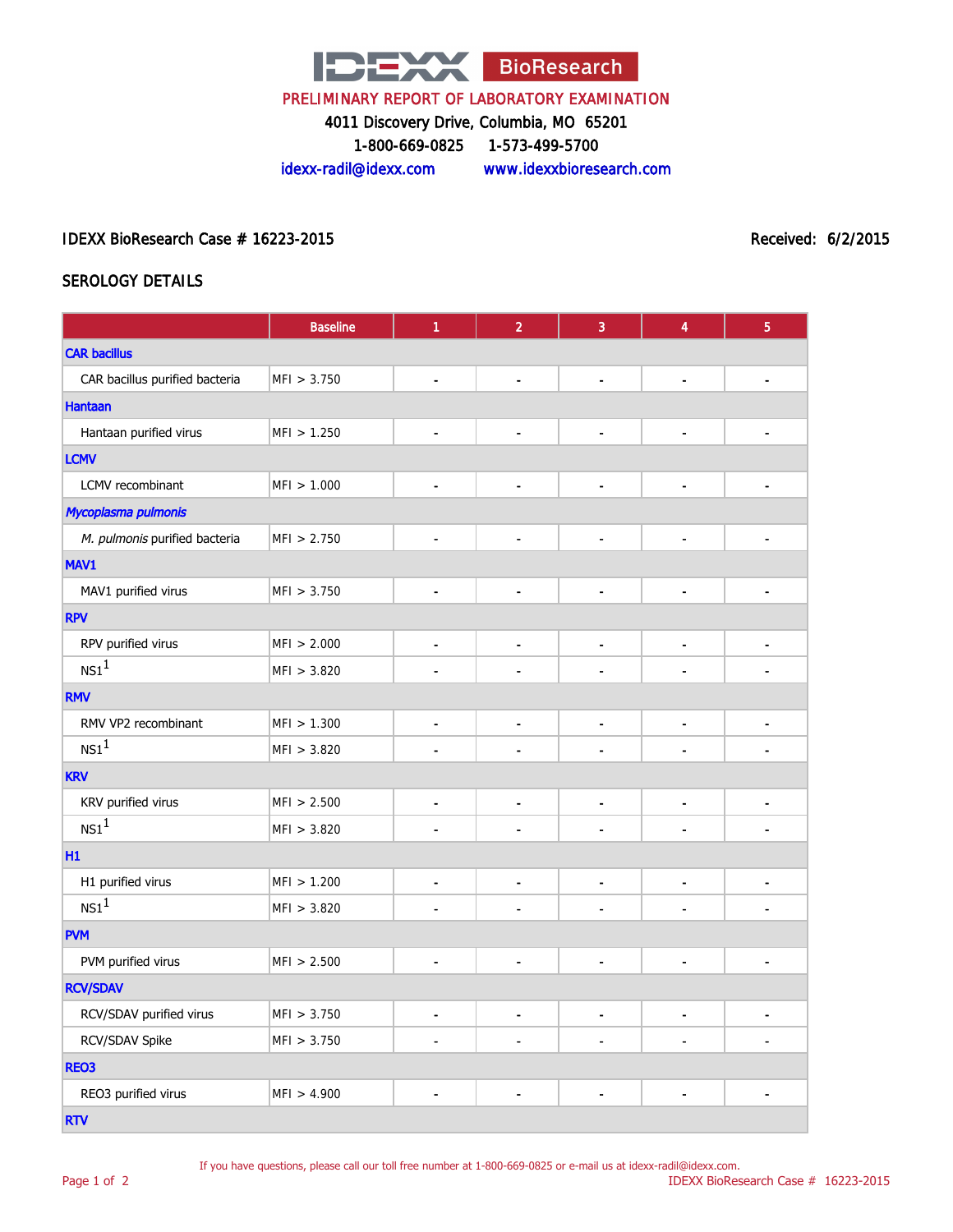IDEXX BioResearch

PRELIMINARY REPORT OF LABORATORY EXAMINATION

4011 Discovery Drive, Columbia, MO 65201

1-800-669-0825 1-573-499-5700

idexx-radil@idexx.com www.idexxbioresearch.com

IDEXX BioResearch Case # 16223-2015

Received: 6/2/2015

## SEROLOGY DETAILS

| | Baseline | 1 | 2 | 3 | 4 | 5 |
|---|---|---|---|---|---|---|
| **CAR bacillus** | | | | | | |
| CAR bacillus purified bacteria | MFI > 3.750 | - | - | - | - | - |
| **Hantaan** | | | | | | |
| Hantaan purified virus | MFI > 1.250 | - | - | - | - | - |
| **LCMV** | | | | | | |
| LCMV recombinant | MFI > 1.000 | - | - | - | - | - |
| ***Mycoplasma pulmonis*** | | | | | | |
| *M. pulmonis* purified bacteria | MFI > 2.750 | - | - | - | - | - |
| **MAV1** | | | | | | |
| MAV1 purified virus | MFI > 3.750 | - | - | - | - | - |
| **RPV** | | | | | | |
| RPV purified virus | MFI > 2.000 | - | - | - | - | - |
| NS1[1] | MFI > 3.820 | - | - | - | - | - |
| **RMV** | | | | | | |
| RMV VP2 recombinant | MFI > 1.300 | - | - | - | - | - |
| NS1[1] | MFI > 3.820 | - | - | - | - | - |
| **KRV** | | | | | | |
| KRV purified virus | MFI > 2.500 | - | - | - | - | - |
| NS1[1] | MFI > 3.820 | - | - | - | - | - |
| **H1** | | | | | | |
| H1 purified virus | MFI > 1.200 | - | - | - | - | - |
| NS1[1] | MFI > 3.820 | - | - | - | - | - |
| **PVM** | | | | | | |
| PVM purified virus | MFI > 2.500 | - | - | - | - | - |
| **RCV/SDAV** | | | | | | |
| RCV/SDAV purified virus | MFI > 3.750 | - | - | - | - | - |
| RCV/SDAV Spike | MFI > 3.750 | - | - | - | - | - |
| **REO3** | | | | | | |
| REO3 purified virus | MFI > 4.900 | - | - | - | - | - |
| **RTV** | | | | | | |

If you have questions, please call our toll free number at 1-800-669-0825 or e-mail us at idexx-radil@idexx.com.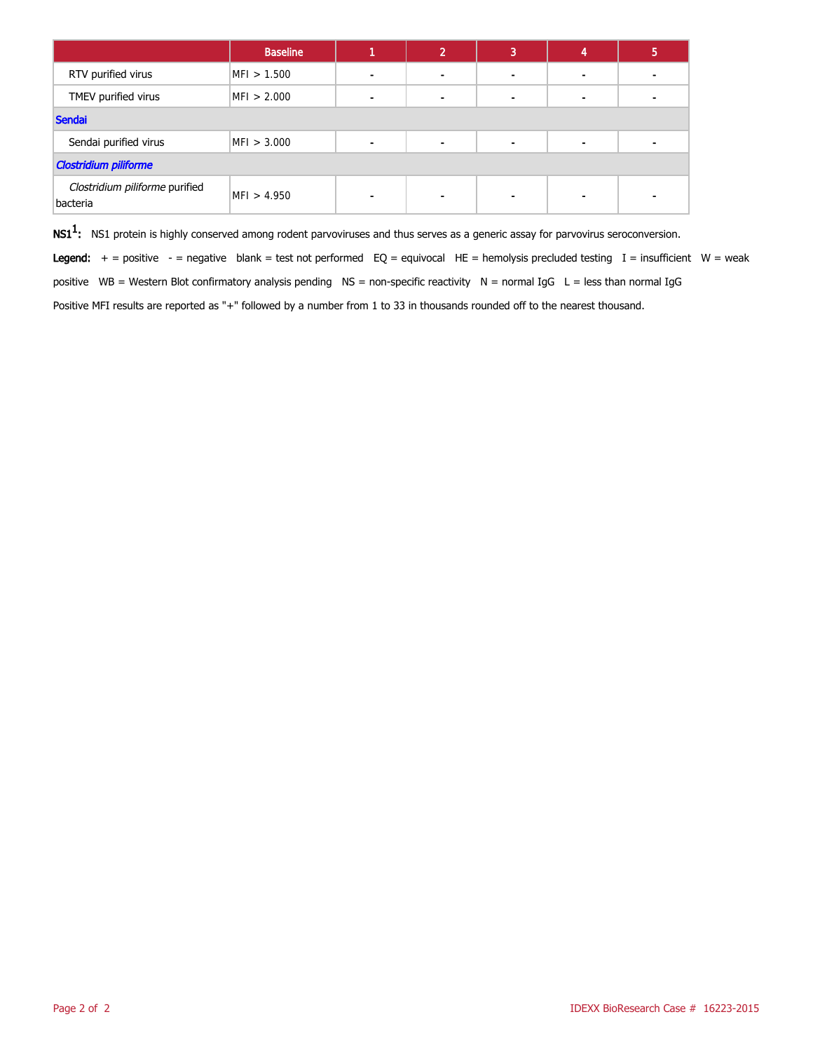| | Baseline | 1 | 2 | 3 | 4 | 5 |
|---|---|---|---|---|---|---|
| RTV purified virus | MFI > 1.500 | - | - | - | - | - |
| TMEV purified virus | MFI > 2.000 | - | - | - | - | - |
| **Sendai** | | | | | | |
| Sendai purified virus | MFI > 3.000 | - | - | - | - | - |
| ***Clostridium piliforme*** | | | | | | |
| *Clostridium piliforme* purified bacteria | MFI > 4.950 | - | - | - | - | - |

**NS1[1]:** NS1 protein is highly conserved among rodent parvoviruses and thus serves as a generic assay for parvovirus seroconversion.

**Legend:** + = positive - = negative blank = test not performed EQ = equivocal HE = hemolysis precluded testing I = insufficient W = weak positive WB = Western Blot confirmatory analysis pending NS = non-specific reactivity N = normal IgG L = less than normal IgG

Positive MFI results are reported as "+" followed by a number from 1 to 33 in thousands rounded off to the nearest thousand.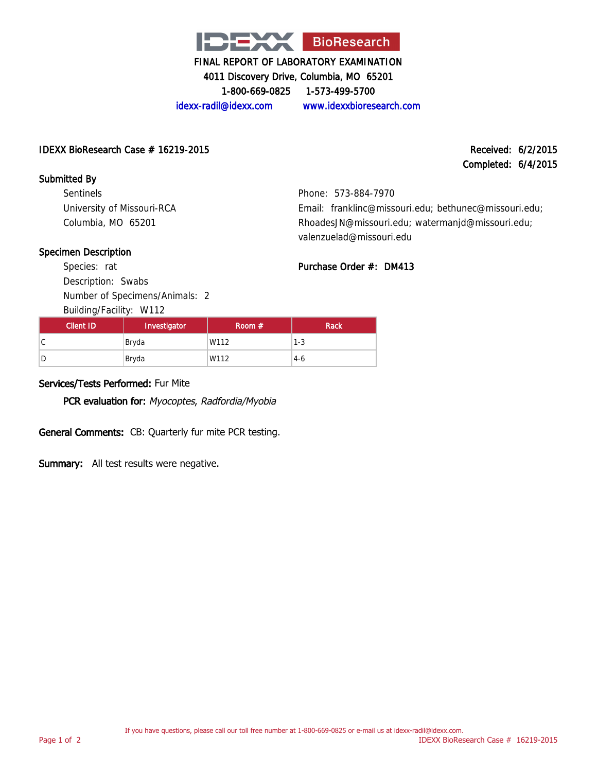# IDEXX BioResearch

**FINAL REPORT OF LABORATORY EXAMINATION**
4011 Discovery Drive, Columbia, MO 65201
1-800-669-0825 1-573-499-5700
idexx-radil@idexx.com www.idexxbioresearch.com

IDEXX BioResearch Case # 16219-2015

Received: 6/2/2015
Completed: 6/4/2015

**Submitted By**

Sentinels
University of Missouri-RCA
Columbia, MO 65201

Phone: 573-884-7970
Email: franklinc@missouri.edu; bethunec@missouri.edu; RhoadesJN@missouri.edu; watermanjd@missouri.edu; valenzuelad@missouri.edu

**Specimen Description**

Species: rat
Description: Swabs
Number of Specimens/Animals: 2
Building/Facility: W112

**Purchase Order #: DM413**

| Client ID | Investigator | Room # | Rack |
|---|---|---|---|
| C | Bryda | W112 | 1-3 |
| D | Bryda | W112 | 4-6 |

**Services/Tests Performed:** Fur Mite

**PCR evaluation for:** *Myocoptes, Radfordia/Myobia*

**General Comments:** CB: Quarterly fur mite PCR testing.

**Summary:** All test results were negative.

If you have questions, please call our toll free number at 1-800-669-0825 or e-mail us at idexx-radil@idexx.com.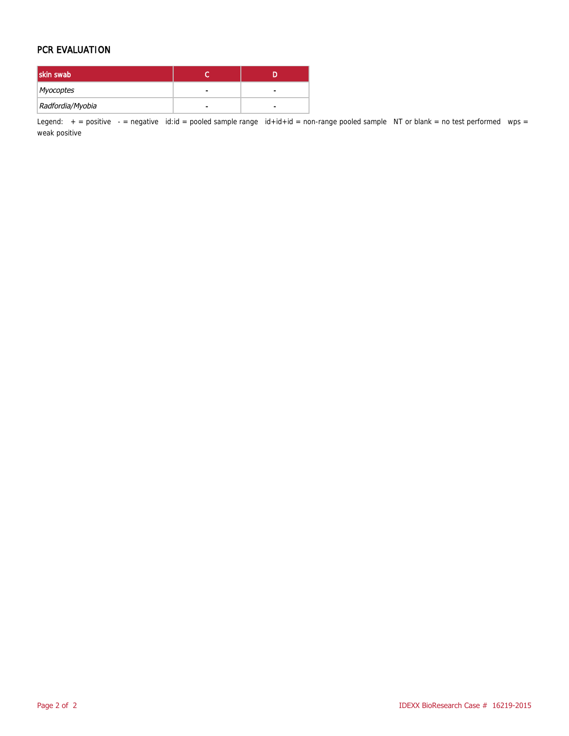## PCR EVALUATION

| skin swab | C | D |
|---|---|---|
| *Myocoptes* | - | - |
| *Radfordia/Myobia* | - | - |

Legend: + = positive - = negative id:id = pooled sample range id+id+id = non-range pooled sample NT or blank = no test performed wps = weak positive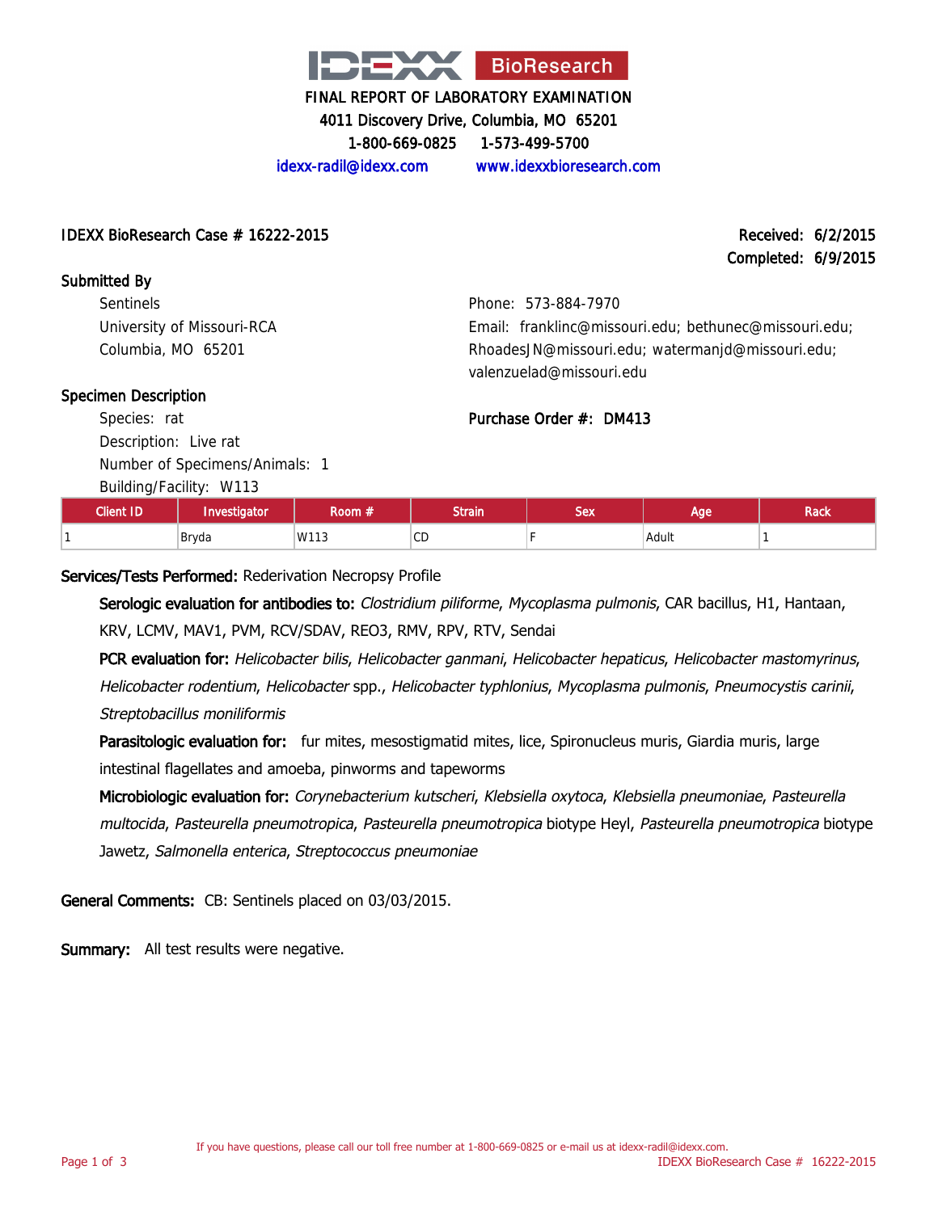IDEXX BioResearch

FINAL REPORT OF LABORATORY EXAMINATION

4011 Discovery Drive, Columbia, MO 65201

1-800-669-0825 1-573-499-5700

idexx-radil@idexx.com www.idexxbioresearch.com

**IDEXX BioResearch Case # 16222-2015**

Received: 6/2/2015
Completed: 6/9/2015

**Submitted By**

Sentinels
University of Missouri-RCA
Columbia, MO 65201

Phone: 573-884-7970
Email: franklinc@missouri.edu; bethunec@missouri.edu; RhoadesJN@missouri.edu; watermanjd@missouri.edu; valenzuelad@missouri.edu

**Specimen Description**

Species: rat
Description: Live rat
Number of Specimens/Animals: 1
Building/Facility: W113

Purchase Order #: DM413

| Client ID | Investigator | Room # | Strain | Sex | Age | Rack |
|---|---|---|---|---|---|---|
| 1 | Bryda | W113 | CD | F | Adult | 1 |

**Services/Tests Performed:** Rederivation Necropsy Profile

**Serologic evaluation for antibodies to:** *Clostridium piliforme*, *Mycoplasma pulmonis*, CAR bacillus, H1, Hantaan, KRV, LCMV, MAV1, PVM, RCV/SDAV, REO3, RMV, RPV, RTV, Sendai

**PCR evaluation for:** *Helicobacter bilis*, *Helicobacter ganmani*, *Helicobacter hepaticus*, *Helicobacter mastomyrinus*, *Helicobacter rodentium*, *Helicobacter* spp., *Helicobacter typhlonius*, *Mycoplasma pulmonis*, *Pneumocystis carinii*, *Streptobacillus moniliformis*

**Parasitologic evaluation for:** fur mites, mesostigmatid mites, lice, Spironucleus muris, Giardia muris, large intestinal flagellates and amoeba, pinworms and tapeworms

**Microbiologic evaluation for:** *Corynebacterium kutscheri*, *Klebsiella oxytoca*, *Klebsiella pneumoniae*, *Pasteurella multocida*, *Pasteurella pneumotropica*, *Pasteurella pneumotropica* biotype Heyl, *Pasteurella pneumotropica* biotype Jawetz, *Salmonella enterica*, *Streptococcus pneumoniae*

**General Comments:** CB: Sentinels placed on 03/03/2015.

**Summary:** All test results were negative.

If you have questions, please call our toll free number at 1-800-669-0825 or e-mail us at idexx-radil@idexx.com.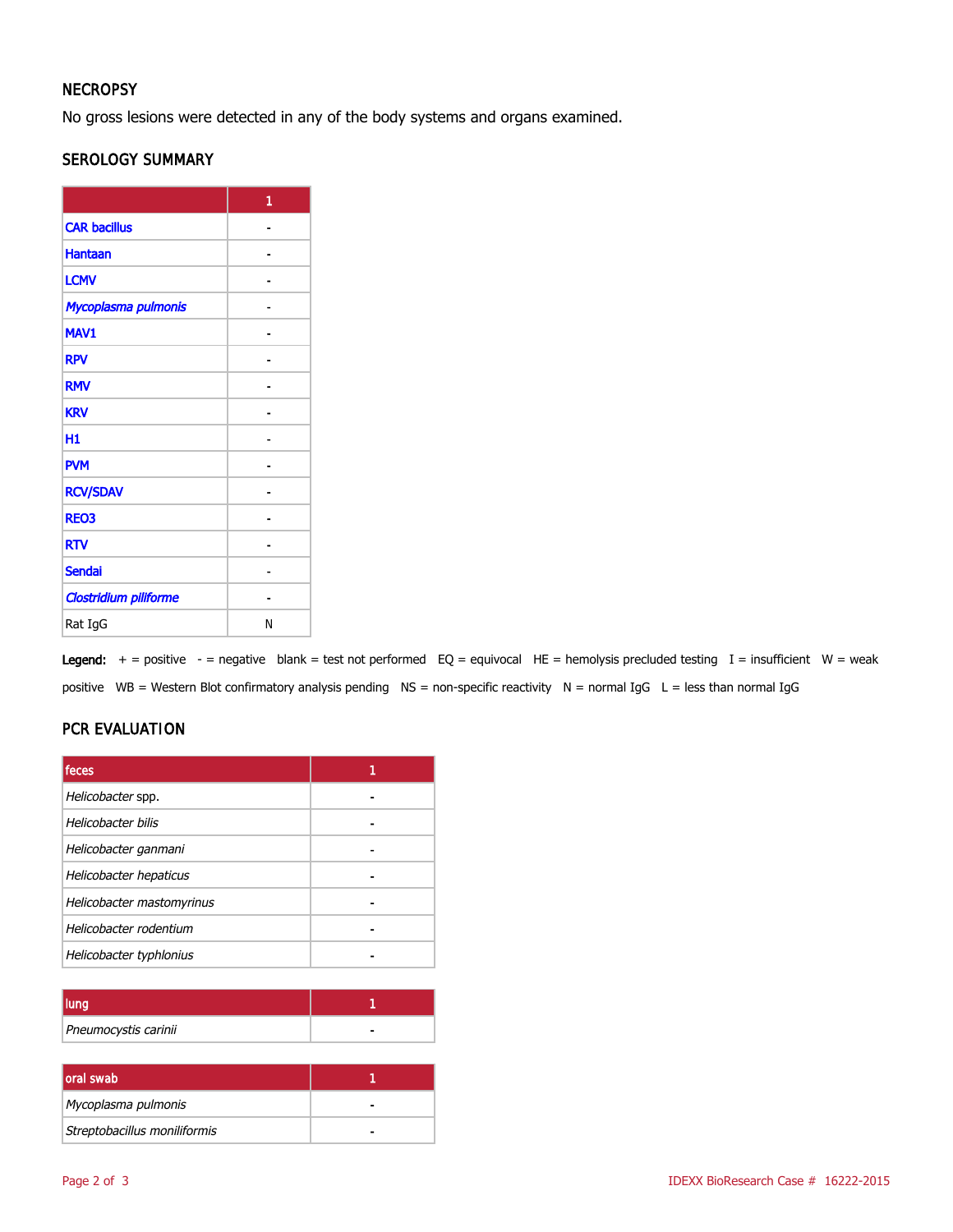## NECROPSY

No gross lesions were detected in any of the body systems and organs examined.

## SEROLOGY SUMMARY

| | 1 |
|---|---|
| CAR bacillus | - |
| Hantaan | - |
| LCMV | - |
| *Mycoplasma pulmonis* | - |
| MAV1 | - |
| RPV | - |
| RMV | - |
| KRV | - |
| H1 | - |
| PVM | - |
| RCV/SDAV | - |
| REO3 | - |
| RTV | - |
| Sendai | - |
| *Clostridium piliforme* | - |
| Rat IgG | N |

**Legend:** + = positive - = negative blank = test not performed EQ = equivocal HE = hemolysis precluded testing I = insufficient W = weak positive WB = Western Blot confirmatory analysis pending NS = non-specific reactivity N = normal IgG L = less than normal IgG

## PCR EVALUATION

| feces | 1 |
|---|---|
| *Helicobacter* spp. | - |
| *Helicobacter bilis* | - |
| *Helicobacter ganmani* | - |
| *Helicobacter hepaticus* | - |
| *Helicobacter mastomyrinus* | - |
| *Helicobacter rodentium* | - |
| *Helicobacter typhlonius* | - |

| lung | 1 |
|---|---|
| *Pneumocystis carinii* | - |

| oral swab | 1 |
|---|---|
| *Mycoplasma pulmonis* | - |
| *Streptobacillus moniliformis* | - |

IDEXX BioResearch Case # 16222-2015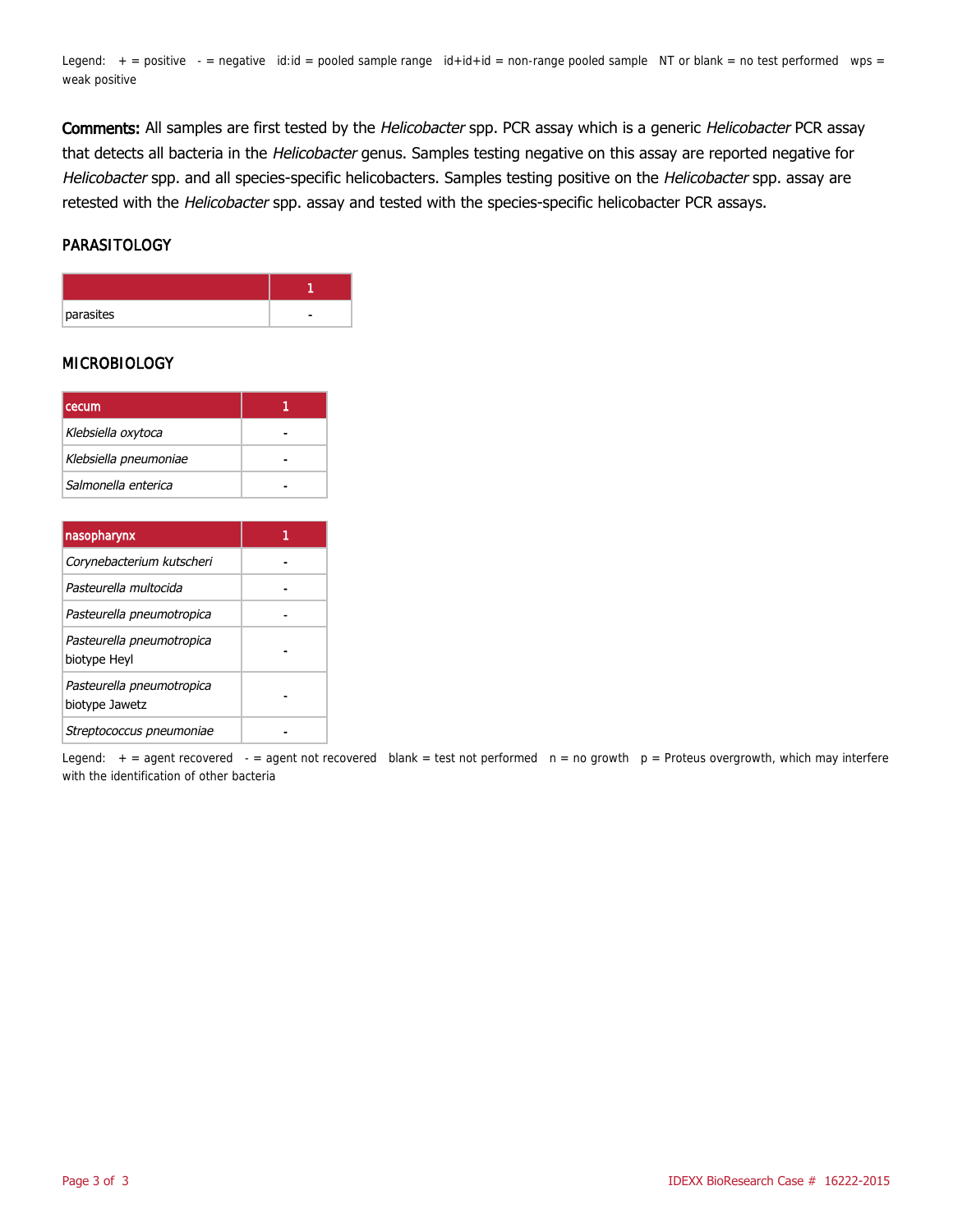Legend: + = positive - = negative id:id = pooled sample range id+id+id = non-range pooled sample NT or blank = no test performed wps = weak positive

**Comments:** All samples are first tested by the *Helicobacter* spp. PCR assay which is a generic *Helicobacter* PCR assay that detects all bacteria in the *Helicobacter* genus. Samples testing negative on this assay are reported negative for *Helicobacter* spp. and all species-specific helicobacters. Samples testing positive on the *Helicobacter* spp. assay are retested with the *Helicobacter* spp. assay and tested with the species-specific helicobacter PCR assays.

## PARASITOLOGY

| | 1 |
|---|---|
| parasites | - |

## MICROBIOLOGY

| cecum | 1 |
|---|---|
| *Klebsiella oxytoca* | - |
| *Klebsiella pneumoniae* | - |
| *Salmonella enterica* | - |

| nasopharynx | 1 |
|---|---|
| *Corynebacterium kutscheri* | - |
| *Pasteurella multocida* | - |
| *Pasteurella pneumotropica* | - |
| *Pasteurella pneumotropica* biotype Heyl | - |
| *Pasteurella pneumotropica* biotype Jawetz | - |
| *Streptococcus pneumoniae* | - |

Legend: + = agent recovered - = agent not recovered blank = test not performed n = no growth p = Proteus overgrowth, which may interfere with the identification of other bacteria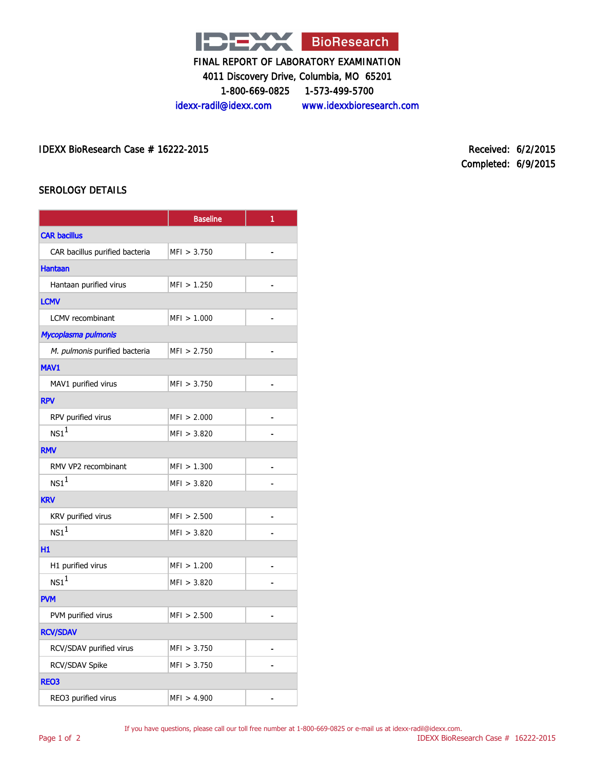IDEXX BioResearch

FINAL REPORT OF LABORATORY EXAMINATION
4011 Discovery Drive, Columbia, MO 65201
1-800-669-0825 1-573-499-5700
idexx-radil@idexx.com www.idexxbioresearch.com

IDEXX BioResearch Case # 16222-2015

Received: 6/2/2015
Completed: 6/9/2015

## SEROLOGY DETAILS

| | Baseline | 1 |
|---|---|---|
| **CAR bacillus** | | |
| CAR bacillus purified bacteria | MFI > 3.750 | - |
| **Hantaan** | | |
| Hantaan purified virus | MFI > 1.250 | - |
| **LCMV** | | |
| LCMV recombinant | MFI > 1.000 | - |
| ***Mycoplasma pulmonis*** | | |
| *M. pulmonis* purified bacteria | MFI > 2.750 | - |
| **MAV1** | | |
| MAV1 purified virus | MFI > 3.750 | - |
| **RPV** | | |
| RPV purified virus | MFI > 2.000 | - |
| NS1[1] | MFI > 3.820 | - |
| **RMV** | | |
| RMV VP2 recombinant | MFI > 1.300 | - |
| NS1[1] | MFI > 3.820 | - |
| **KRV** | | |
| KRV purified virus | MFI > 2.500 | - |
| NS1[1] | MFI > 3.820 | - |
| **H1** | | |
| H1 purified virus | MFI > 1.200 | - |
| NS1[1] | MFI > 3.820 | - |
| **PVM** | | |
| PVM purified virus | MFI > 2.500 | - |
| **RCV/SDAV** | | |
| RCV/SDAV purified virus | MFI > 3.750 | - |
| RCV/SDAV Spike | MFI > 3.750 | - |
| **REO3** | | |
| REO3 purified virus | MFI > 4.900 | - |

If you have questions, please call our toll free number at 1-800-669-0825 or e-mail us at idexx-radil@idexx.com.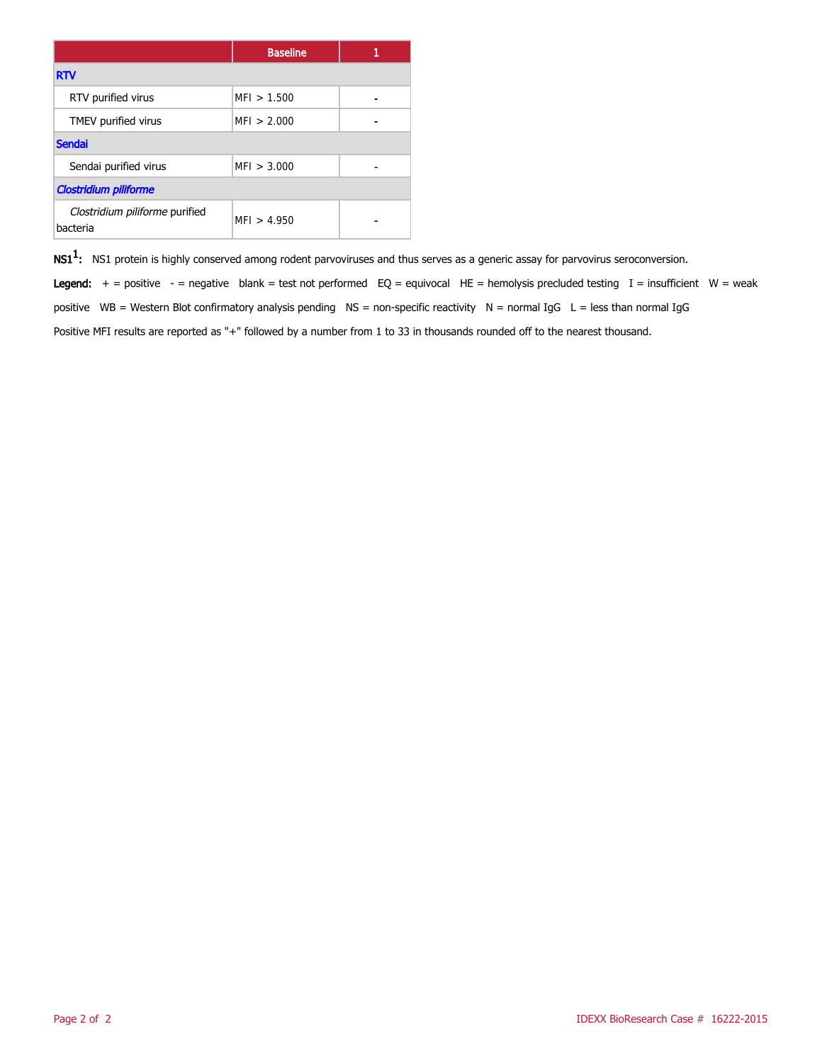| | Baseline | 1 |
|---|---|---|
| **RTV** | | |
| RTV purified virus | MFI > 1.500 | - |
| TMEV purified virus | MFI > 2.000 | - |
| **Sendai** | | |
| Sendai purified virus | MFI > 3.000 | - |
| ***Clostridium piliforme*** | | |
| *Clostridium piliforme* purified bacteria | MFI > 4.950 | - |

**NS1[1]:** NS1 protein is highly conserved among rodent parvoviruses and thus serves as a generic assay for parvovirus seroconversion.

**Legend:** + = positive - = negative blank = test not performed EQ = equivocal HE = hemolysis precluded testing I = insufficient W = weak positive WB = Western Blot confirmatory analysis pending NS = non-specific reactivity N = normal IgG L = less than normal IgG

Positive MFI results are reported as "+" followed by a number from 1 to 33 in thousands rounded off to the nearest thousand.

IDEXX BioResearch Case # 16222-2015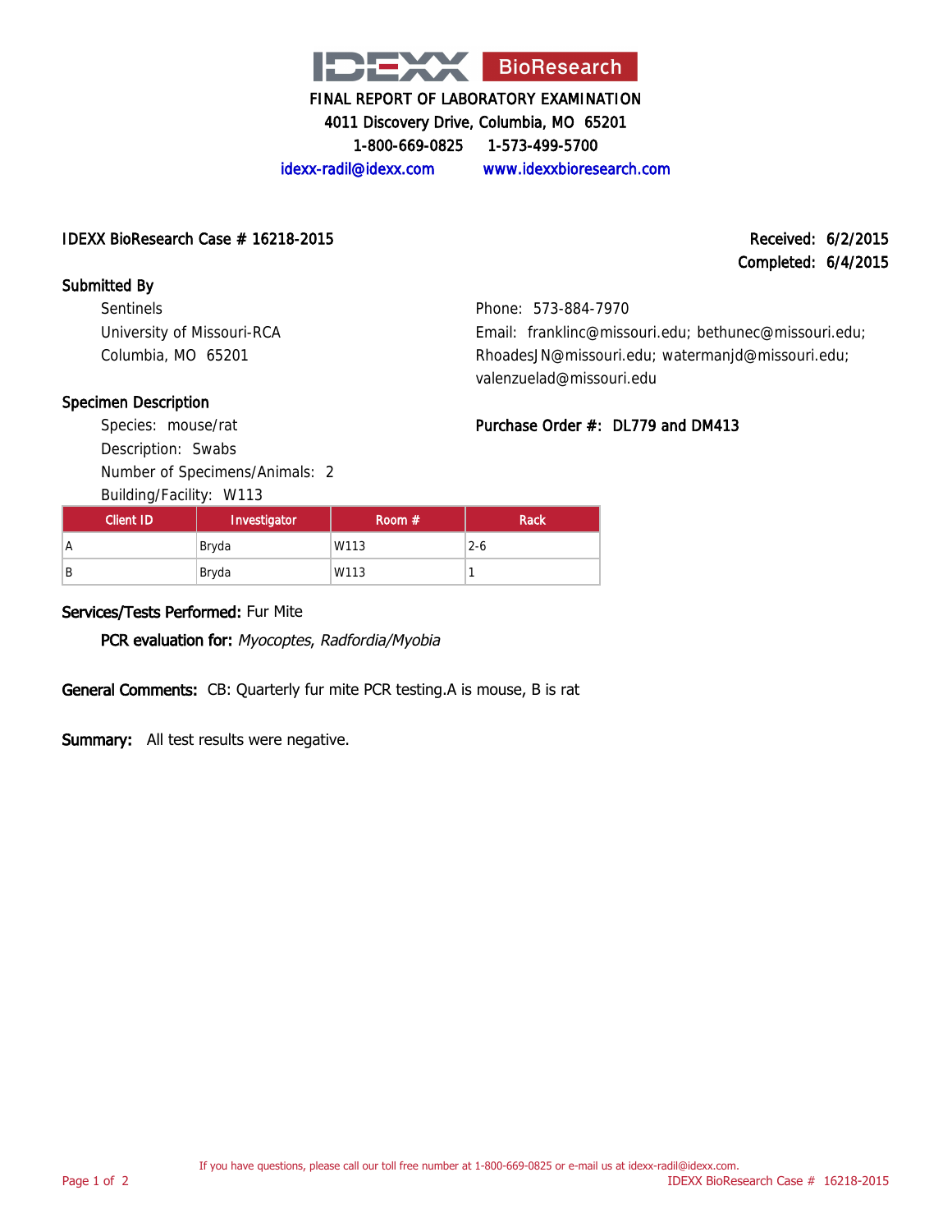**IDEXX BioResearch**

FINAL REPORT OF LABORATORY EXAMINATION
4011 Discovery Drive, Columbia, MO 65201
1-800-669-0825 1-573-499-5700
idexx-radil@idexx.com www.idexxbioresearch.com

**IDEXX BioResearch Case # 16218-2015**

**Received:** 6/2/2015
**Completed:** 6/4/2015

**Submitted By**

Sentinels
University of Missouri-RCA
Columbia, MO 65201

Phone: 573-884-7970
Email: franklinc@missouri.edu; bethunec@missouri.edu; RhoadesJN@missouri.edu; watermanjd@missouri.edu; valenzuelad@missouri.edu

**Specimen Description**

Species: mouse/rat
Description: Swabs
Number of Specimens/Animals: 2
Building/Facility: W113

**Purchase Order #:** DL779 and DM413

| Client ID | Investigator | Room # | Rack |
|---|---|---|---|
| A | Bryda | W113 | 2-6 |
| B | Bryda | W113 | 1 |

**Services/Tests Performed:** Fur Mite

**PCR evaluation for:** *Myocoptes, Radfordia/Myobia*

**General Comments:** CB: Quarterly fur mite PCR testing.A is mouse, B is rat

**Summary:** All test results were negative.

If you have questions, please call our toll free number at 1-800-669-0825 or e-mail us at idexx-radil@idexx.com.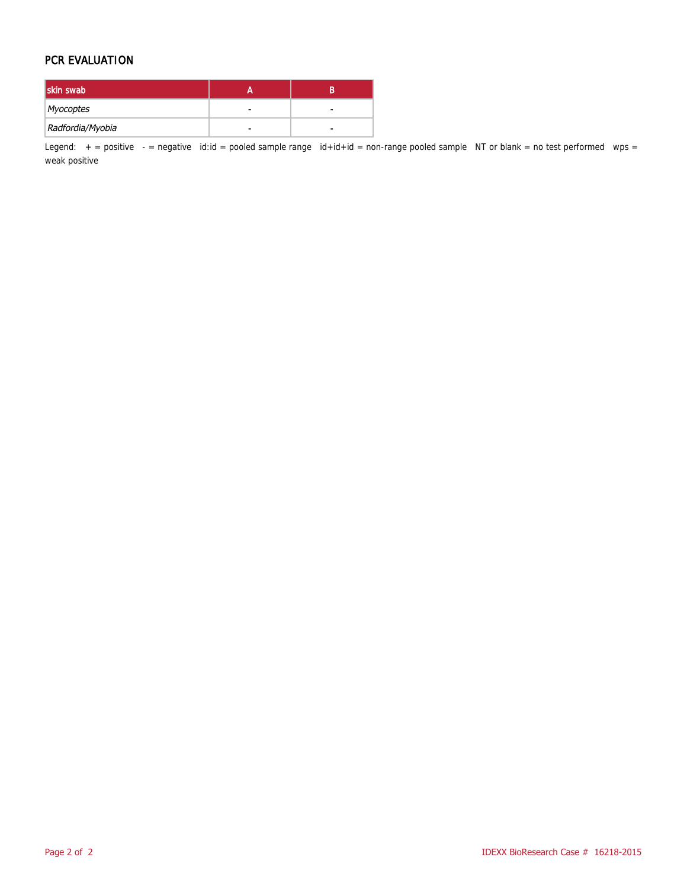## PCR EVALUATION

| skin swab | A | B |
|---|---|---|
| *Myocoptes* | - | - |
| *Radfordia/Myobia* | - | - |

Legend: + = positive - = negative id:id = pooled sample range id+id+id = non-range pooled sample NT or blank = no test performed wps = weak positive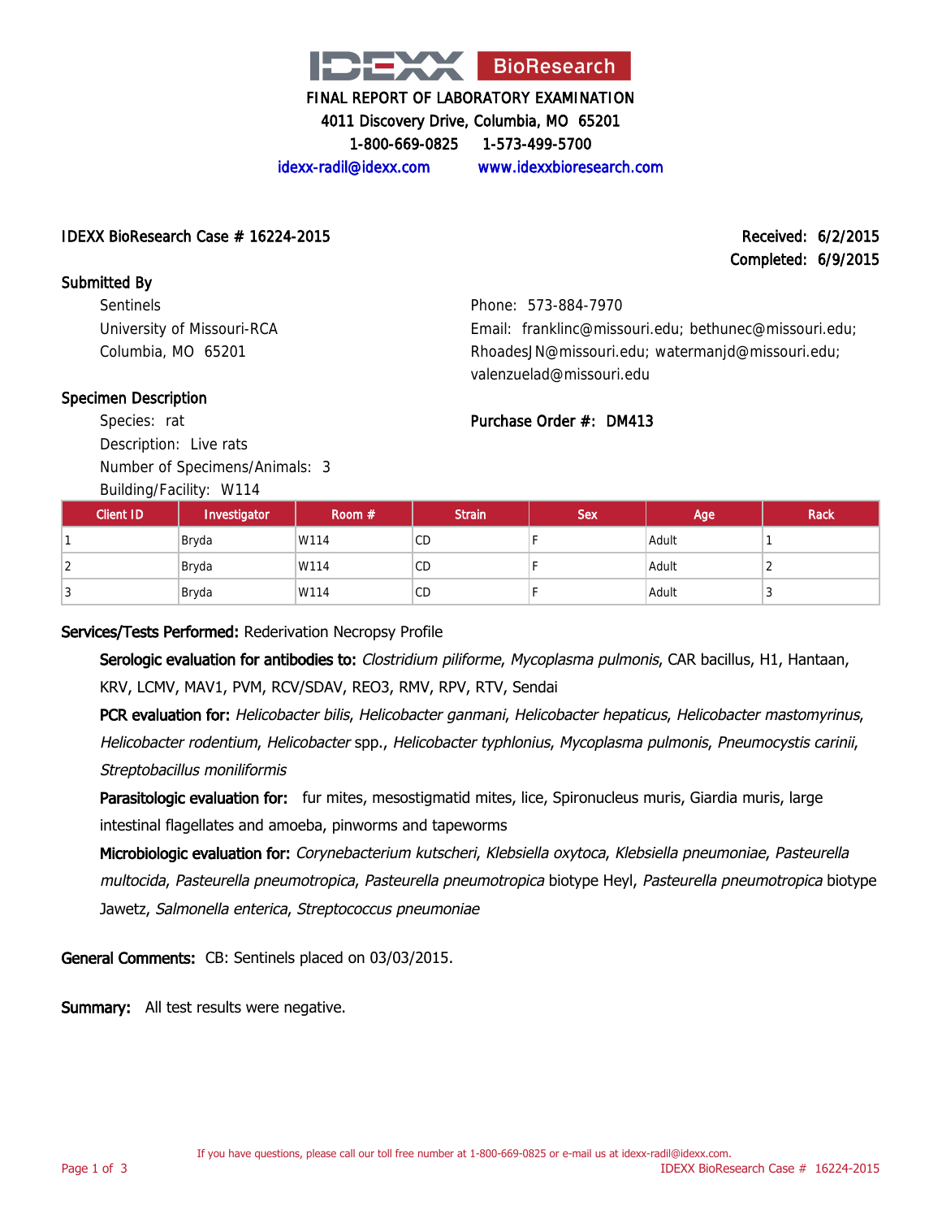# IDEXX BioResearch

**FINAL REPORT OF LABORATORY EXAMINATION**
4011 Discovery Drive, Columbia, MO 65201
1-800-669-0825 1-573-499-5700
idexx-radil@idexx.com www.idexxbioresearch.com

**IDEXX BioResearch Case # 16224-2015**

**Received:** 6/2/2015
**Completed:** 6/9/2015

**Submitted By**

Sentinels
University of Missouri-RCA
Columbia, MO 65201

Phone: 573-884-7970
Email: franklinc@missouri.edu; bethunec@missouri.edu; RhoadesJN@missouri.edu; watermanjd@missouri.edu; valenzuelad@missouri.edu

**Specimen Description**

Species: rat
Description: Live rats
Number of Specimens/Animals: 3
Building/Facility: W114

**Purchase Order #:** DM413

| Client ID | Investigator | Room # | Strain | Sex | Age | Rack |
|---|---|---|---|---|---|---|
| 1 | Bryda | W114 | CD | F | Adult | 1 |
| 2 | Bryda | W114 | CD | F | Adult | 2 |
| 3 | Bryda | W114 | CD | F | Adult | 3 |

**Services/Tests Performed:** Rederivation Necropsy Profile

**Serologic evaluation for antibodies to:** *Clostridium piliforme*, *Mycoplasma pulmonis*, CAR bacillus, H1, Hantaan, KRV, LCMV, MAV1, PVM, RCV/SDAV, REO3, RMV, RPV, RTV, Sendai

**PCR evaluation for:** *Helicobacter bilis*, *Helicobacter ganmani*, *Helicobacter hepaticus*, *Helicobacter mastomyrinus*, *Helicobacter rodentium*, *Helicobacter* spp., *Helicobacter typhlonius*, *Mycoplasma pulmonis*, *Pneumocystis carinii*, *Streptobacillus moniliformis*

**Parasitologic evaluation for:** fur mites, mesostigmatid mites, lice, Spironucleus muris, Giardia muris, large intestinal flagellates and amoeba, pinworms and tapeworms

**Microbiologic evaluation for:** *Corynebacterium kutscheri*, *Klebsiella oxytoca*, *Klebsiella pneumoniae*, *Pasteurella multocida*, *Pasteurella pneumotropica*, *Pasteurella pneumotropica* biotype Heyl, *Pasteurella pneumotropica* biotype Jawetz, *Salmonella enterica*, *Streptococcus pneumoniae*

**General Comments:** CB: Sentinels placed on 03/03/2015.

**Summary:** All test results were negative.

If you have questions, please call our toll free number at 1-800-669-0825 or e-mail us at idexx-radil@idexx.com.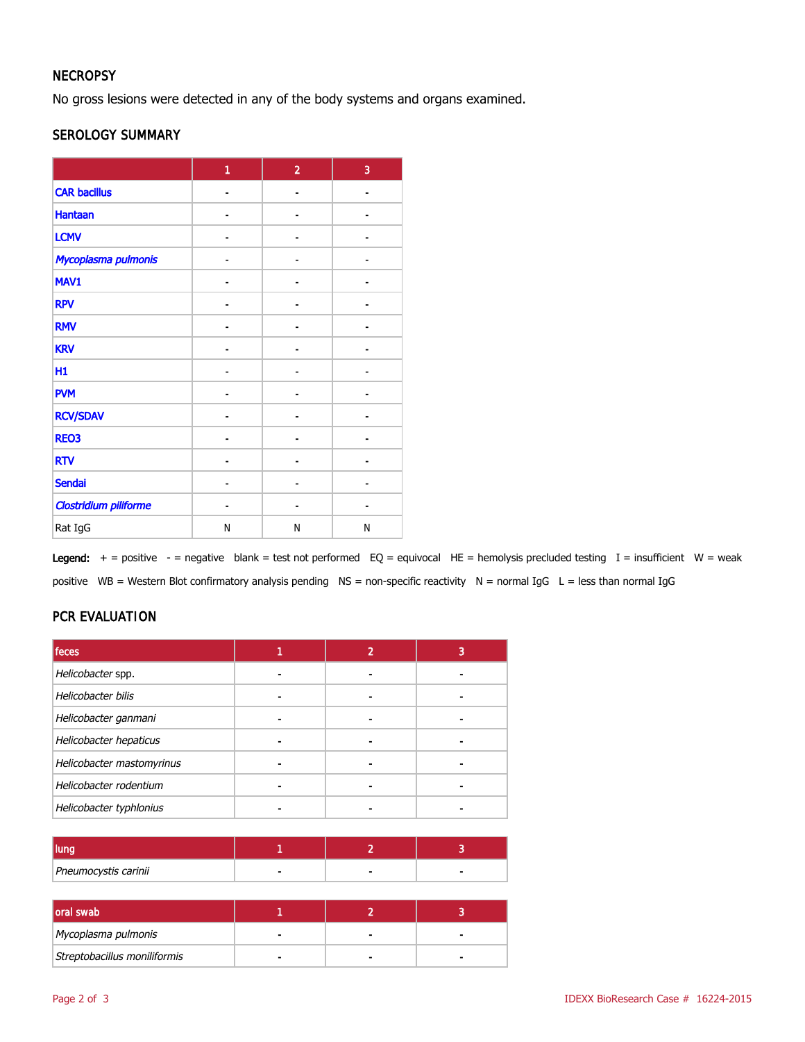## NECROPSY

No gross lesions were detected in any of the body systems and organs examined.

## SEROLOGY SUMMARY

| | 1 | 2 | 3 |
|---|---|---|---|
| CAR bacillus | - | - | - |
| Hantaan | - | - | - |
| LCMV | - | - | - |
| *Mycoplasma pulmonis* | - | - | - |
| MAV1 | - | - | - |
| RPV | - | - | - |
| RMV | - | - | - |
| KRV | - | - | - |
| H1 | - | - | - |
| PVM | - | - | - |
| RCV/SDAV | - | - | - |
| REO3 | - | - | - |
| RTV | - | - | - |
| Sendai | - | - | - |
| *Clostridium piliforme* | - | - | - |
| Rat IgG | N | N | N |

**Legend:** + = positive - = negative blank = test not performed EQ = equivocal HE = hemolysis precluded testing I = insufficient W = weak positive WB = Western Blot confirmatory analysis pending NS = non-specific reactivity N = normal IgG L = less than normal IgG

## PCR EVALUATION

| feces | 1 | 2 | 3 |
|---|---|---|---|
| *Helicobacter* spp. | - | - | - |
| *Helicobacter bilis* | - | - | - |
| *Helicobacter ganmani* | - | - | - |
| *Helicobacter hepaticus* | - | - | - |
| *Helicobacter mastomyrinus* | - | - | - |
| *Helicobacter rodentium* | - | - | - |
| *Helicobacter typhlonius* | - | - | - |

| lung | 1 | 2 | 3 |
|---|---|---|---|
| *Pneumocystis carinii* | - | - | - |

| oral swab | 1 | 2 | 3 |
|---|---|---|---|
| *Mycoplasma pulmonis* | - | - | - |
| *Streptobacillus moniliformis* | - | - | - |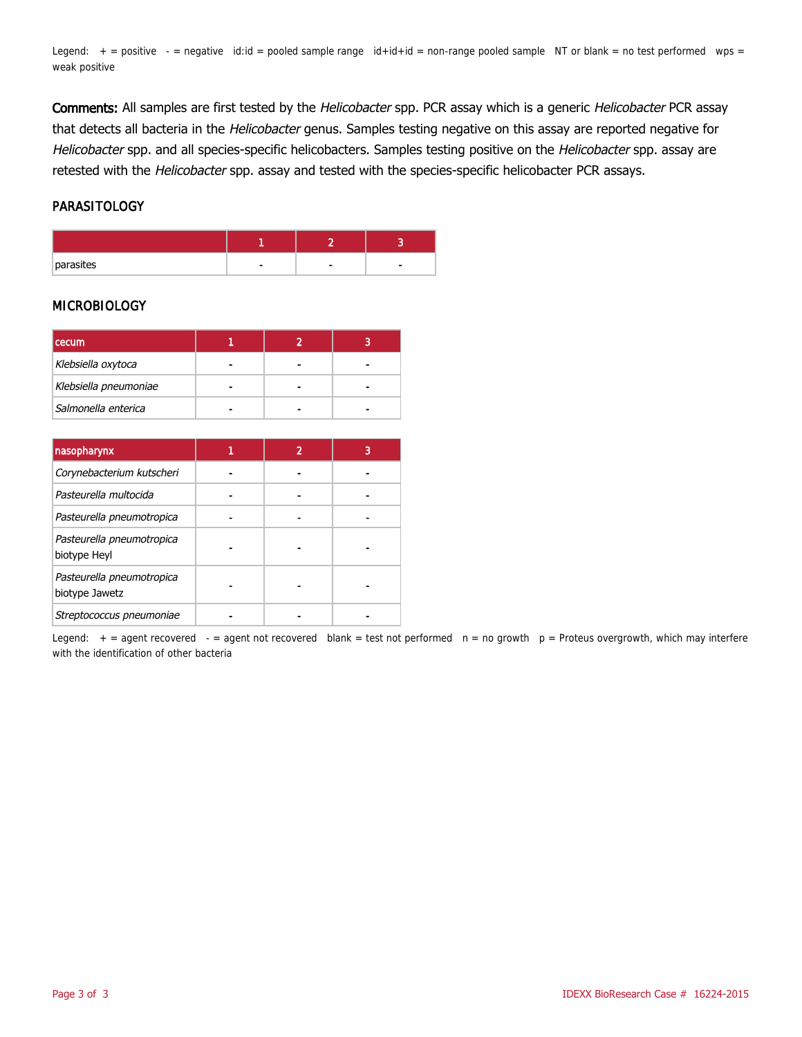Legend: + = positive - = negative id:id = pooled sample range id+id+id = non-range pooled sample NT or blank = no test performed wps = weak positive

**Comments:** All samples are first tested by the *Helicobacter* spp. PCR assay which is a generic *Helicobacter* PCR assay that detects all bacteria in the *Helicobacter* genus. Samples testing negative on this assay are reported negative for *Helicobacter* spp. and all species-specific helicobacters. Samples testing positive on the *Helicobacter* spp. assay are retested with the *Helicobacter* spp. assay and tested with the species-specific helicobacter PCR assays.

## PARASITOLOGY

| | 1 | 2 | 3 |
|---|---|---|---|
| parasites | - | - | - |

## MICROBIOLOGY

| cecum | 1 | 2 | 3 |
|---|---|---|---|
| *Klebsiella oxytoca* | - | - | - |
| *Klebsiella pneumoniae* | - | - | - |
| *Salmonella enterica* | - | - | - |

| nasopharynx | 1 | 2 | 3 |
|---|---|---|---|
| *Corynebacterium kutscheri* | - | - | - |
| *Pasteurella multocida* | - | - | - |
| *Pasteurella pneumotropica* | - | - | - |
| *Pasteurella pneumotropica* biotype Heyl | - | - | - |
| *Pasteurella pneumotropica* biotype Jawetz | - | - | - |
| *Streptococcus pneumoniae* | - | - | - |

Legend: + = agent recovered - = agent not recovered blank = test not performed n = no growth p = Proteus overgrowth, which may interfere with the identification of other bacteria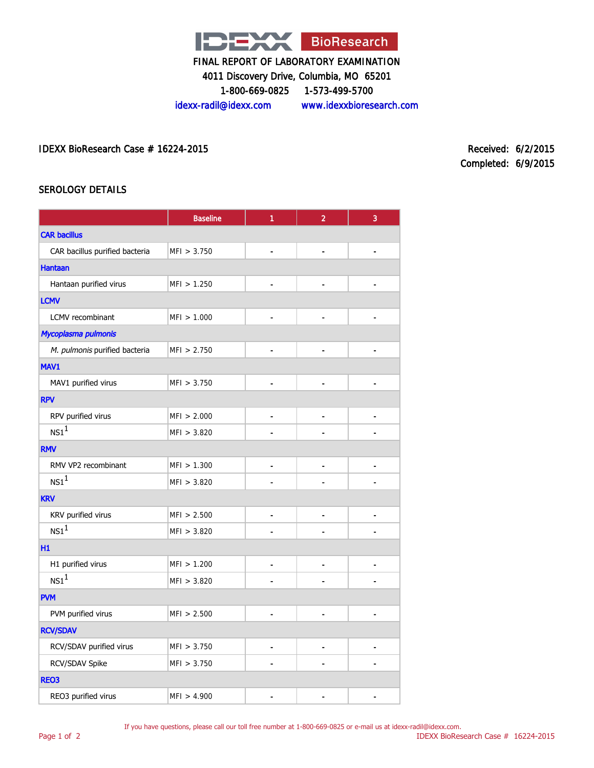IDEXX BioResearch

FINAL REPORT OF LABORATORY EXAMINATION

4011 Discovery Drive, Columbia, MO 65201

1-800-669-0825 1-573-499-5700

idexx-radil@idexx.com www.idexxbioresearch.com

IDEXX BioResearch Case # 16224-2015

Received: 6/2/2015
Completed: 6/9/2015

## SEROLOGY DETAILS

| | Baseline | 1 | 2 | 3 |
|---|---|---|---|---|
| **CAR bacillus** | | | | |
| CAR bacillus purified bacteria | MFI > 3.750 | - | - | - |
| **Hantaan** | | | | |
| Hantaan purified virus | MFI > 1.250 | - | - | - |
| **LCMV** | | | | |
| LCMV recombinant | MFI > 1.000 | - | - | - |
| ***Mycoplasma pulmonis*** | | | | |
| *M. pulmonis* purified bacteria | MFI > 2.750 | - | - | - |
| **MAV1** | | | | |
| MAV1 purified virus | MFI > 3.750 | - | - | - |
| **RPV** | | | | |
| RPV purified virus | MFI > 2.000 | - | - | - |
| NS1[1] | MFI > 3.820 | - | - | - |
| **RMV** | | | | |
| RMV VP2 recombinant | MFI > 1.300 | - | - | - |
| NS1[1] | MFI > 3.820 | - | - | - |
| **KRV** | | | | |
| KRV purified virus | MFI > 2.500 | - | - | - |
| NS1[1] | MFI > 3.820 | - | - | - |
| **H1** | | | | |
| H1 purified virus | MFI > 1.200 | - | - | - |
| NS1[1] | MFI > 3.820 | - | - | - |
| **PVM** | | | | |
| PVM purified virus | MFI > 2.500 | - | - | - |
| **RCV/SDAV** | | | | |
| RCV/SDAV purified virus | MFI > 3.750 | - | - | - |
| RCV/SDAV Spike | MFI > 3.750 | - | - | - |
| **REO3** | | | | |
| REO3 purified virus | MFI > 4.900 | - | - | - |

If you have questions, please call our toll free number at 1-800-669-0825 or e-mail us at idexx-radil@idexx.com.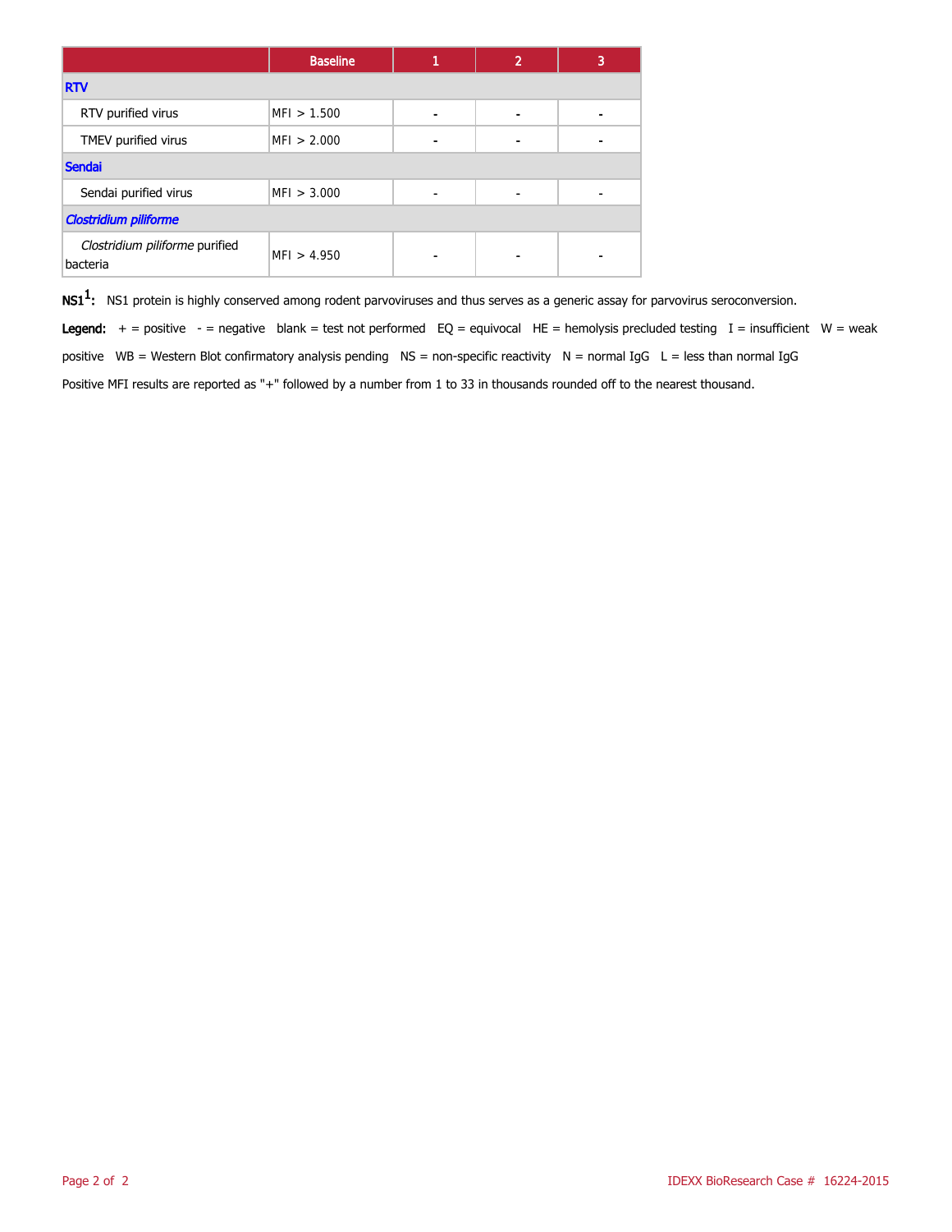| | Baseline | 1 | 2 | 3 |
|---|---|---|---|---|
| **RTV** | | | | |
| RTV purified virus | MFI > 1.500 | - | - | - |
| TMEV purified virus | MFI > 2.000 | - | - | - |
| **Sendai** | | | | |
| Sendai purified virus | MFI > 3.000 | - | - | - |
| ***Clostridium piliforme*** | | | | |
| *Clostridium piliforme* purified bacteria | MFI > 4.950 | - | - | - |

**NS1[1]:** NS1 protein is highly conserved among rodent parvoviruses and thus serves as a generic assay for parvovirus seroconversion.

**Legend:** + = positive - = negative blank = test not performed EQ = equivocal HE = hemolysis precluded testing I = insufficient W = weak positive WB = Western Blot confirmatory analysis pending NS = non-specific reactivity N = normal IgG L = less than normal IgG

Positive MFI results are reported as "+" followed by a number from 1 to 33 in thousands rounded off to the nearest thousand.

IDEXX BioResearch Case # 16224-2015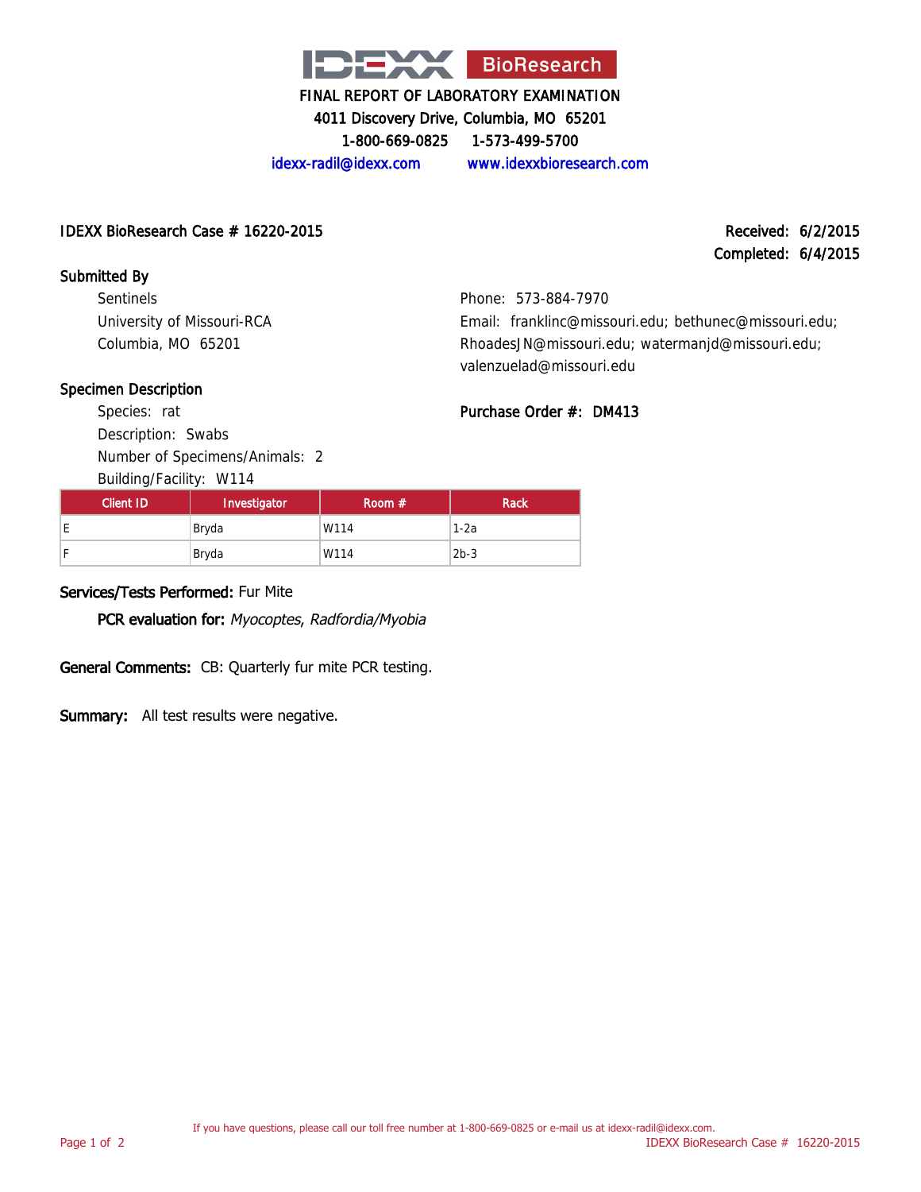# IDEXX BioResearch

**FINAL REPORT OF LABORATORY EXAMINATION**
4011 Discovery Drive, Columbia, MO 65201
1-800-669-0825 1-573-499-5700
idexx-radil@idexx.com www.idexxbioresearch.com

**IDEXX BioResearch Case # 16220-2015**

**Received:** 6/2/2015
**Completed:** 6/4/2015

**Submitted By**

Sentinels
University of Missouri-RCA
Columbia, MO 65201

Phone: 573-884-7970
Email: franklinc@missouri.edu; bethunec@missouri.edu; RhoadesJN@missouri.edu; watermanjd@missouri.edu; valenzuelad@missouri.edu

**Specimen Description**

Species: rat
Description: Swabs
Number of Specimens/Animals: 2
Building/Facility: W114

**Purchase Order #: DM413**

| Client ID | Investigator | Room # | Rack |
|---|---|---|---|
| E | Bryda | W114 | 1-2a |
| F | Bryda | W114 | 2b-3 |

**Services/Tests Performed:** Fur Mite

**PCR evaluation for:** *Myocoptes, Radfordia/Myobia*

**General Comments:** CB: Quarterly fur mite PCR testing.

**Summary:** All test results were negative.

If you have questions, please call our toll free number at 1-800-669-0825 or e-mail us at idexx-radil@idexx.com.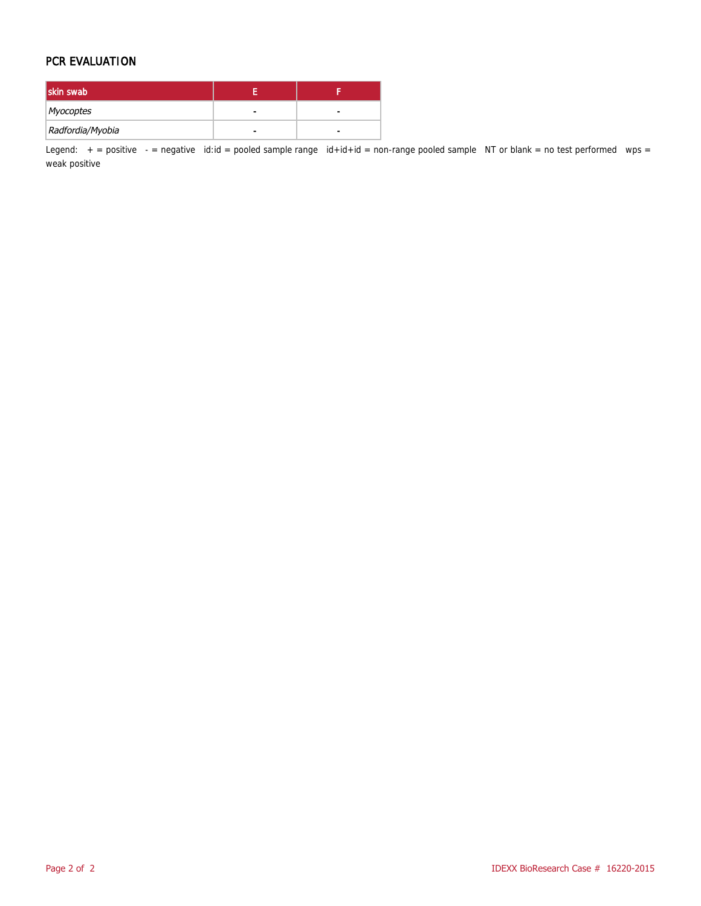## PCR EVALUATION

| skin swab | E | F |
|---|---|---|
| *Myocoptes* | - | - |
| *Radfordia/Myobia* | - | - |

Legend: + = positive - = negative id:id = pooled sample range id+id+id = non-range pooled sample NT or blank = no test performed wps = weak positive